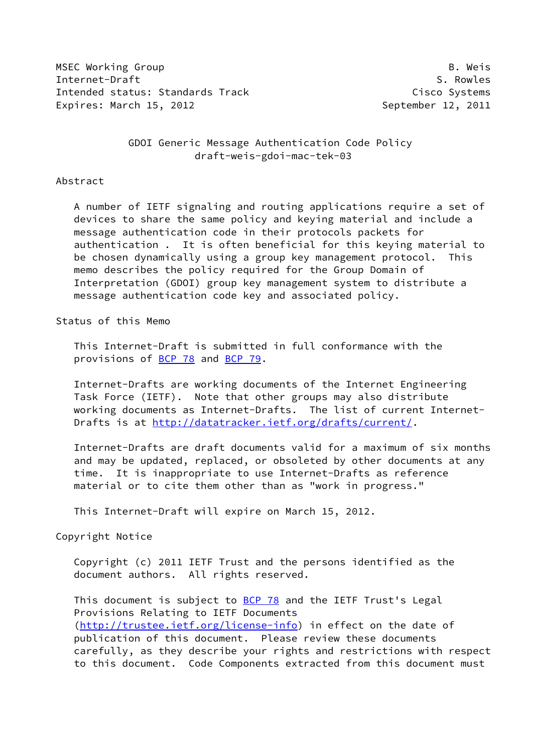MSEC Working Group B. Weis
Internet-Draft S. Rowles
Intended status: Standards Track Cisco Systems
Expires: March 15, 2012 September 12, 2011

# GDOI Generic Message Authentication Code Policy
draft-weis-gdoi-mac-tek-03

## Abstract

A number of IETF signaling and routing applications require a set of devices to share the same policy and keying material and include a message authentication code in their protocols packets for authentication . It is often beneficial for this keying material to be chosen dynamically using a group key management protocol. This memo describes the policy required for the Group Domain of Interpretation (GDOI) group key management system to distribute a message authentication code key and associated policy.

## Status of this Memo

This Internet-Draft is submitted in full conformance with the provisions of BCP 78 and BCP 79.

Internet-Drafts are working documents of the Internet Engineering Task Force (IETF). Note that other groups may also distribute working documents as Internet-Drafts. The list of current Internet-Drafts is at http://datatracker.ietf.org/drafts/current/.

Internet-Drafts are draft documents valid for a maximum of six months and may be updated, replaced, or obsoleted by other documents at any time. It is inappropriate to use Internet-Drafts as reference material or to cite them other than as "work in progress."

This Internet-Draft will expire on March 15, 2012.

## Copyright Notice

Copyright (c) 2011 IETF Trust and the persons identified as the document authors. All rights reserved.

This document is subject to BCP 78 and the IETF Trust's Legal Provisions Relating to IETF Documents (http://trustee.ietf.org/license-info) in effect on the date of publication of this document. Please review these documents carefully, as they describe your rights and restrictions with respect to this document. Code Components extracted from this document must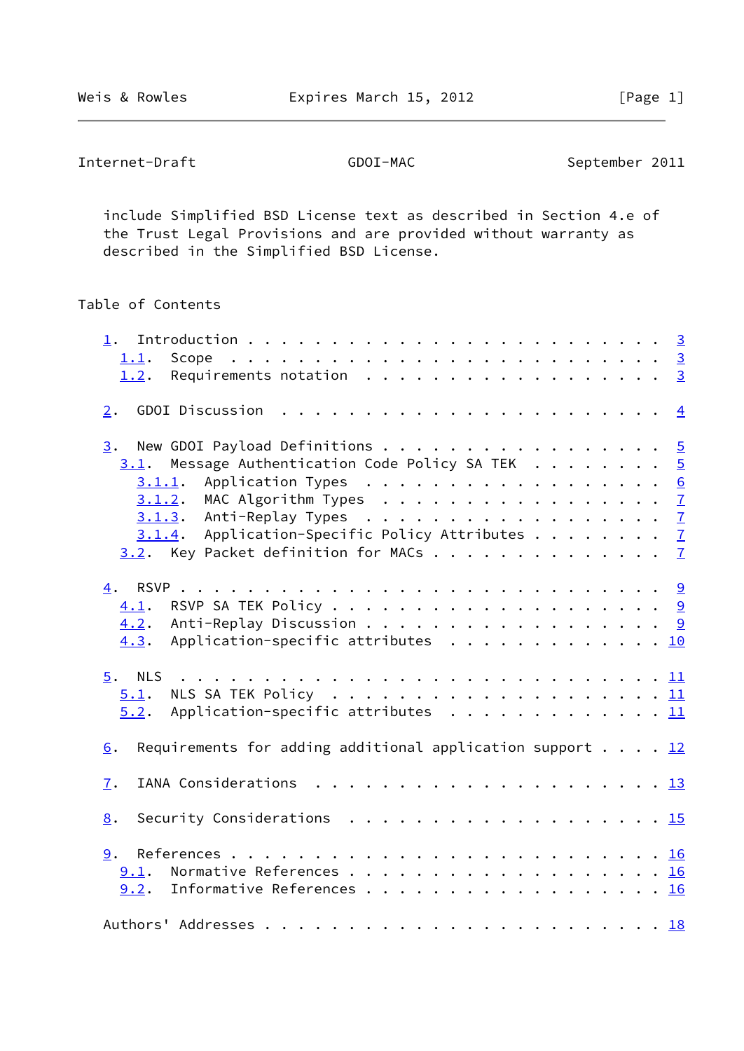include Simplified BSD License text as described in Section 4.e of the Trust Legal Provisions and are provided without warranty as described in the Simplified BSD License.

Table of Contents

1. Introduction . . . . . . . . . . . . . . . . . . . . . . . . 3
   1.1. Scope . . . . . . . . . . . . . . . . . . . . . . . . . 3
   1.2. Requirements notation . . . . . . . . . . . . . . . . . 3

2. GDOI Discussion . . . . . . . . . . . . . . . . . . . . . . 4

3. New GDOI Payload Definitions . . . . . . . . . . . . . . . . 5
   3.1. Message Authentication Code Policy SA TEK . . . . . . . . 5
      3.1.1. Application Types . . . . . . . . . . . . . . . . . 6
      3.1.2. MAC Algorithm Types . . . . . . . . . . . . . . . . 7
      3.1.3. Anti-Replay Types . . . . . . . . . . . . . . . . . 7
      3.1.4. Application-Specific Policy Attributes . . . . . . . 7
   3.2. Key Packet definition for MACs . . . . . . . . . . . . . 7

4. RSVP . . . . . . . . . . . . . . . . . . . . . . . . . . . . 9
   4.1. RSVP SA TEK Policy . . . . . . . . . . . . . . . . . . . 9
   4.2. Anti-Replay Discussion . . . . . . . . . . . . . . . . . 9
   4.3. Application-specific attributes . . . . . . . . . . . . 10

5. NLS . . . . . . . . . . . . . . . . . . . . . . . . . . . . 11
   5.1. NLS SA TEK Policy . . . . . . . . . . . . . . . . . . . 11
   5.2. Application-specific attributes . . . . . . . . . . . . 11

6. Requirements for adding additional application support . . . . 12

7. IANA Considerations . . . . . . . . . . . . . . . . . . . . 13

8. Security Considerations . . . . . . . . . . . . . . . . . . 15

9. References . . . . . . . . . . . . . . . . . . . . . . . . . 16
   9.1. Normative References . . . . . . . . . . . . . . . . . . 16
   9.2. Informative References . . . . . . . . . . . . . . . . . 16

Authors' Addresses . . . . . . . . . . . . . . . . . . . . . . . 18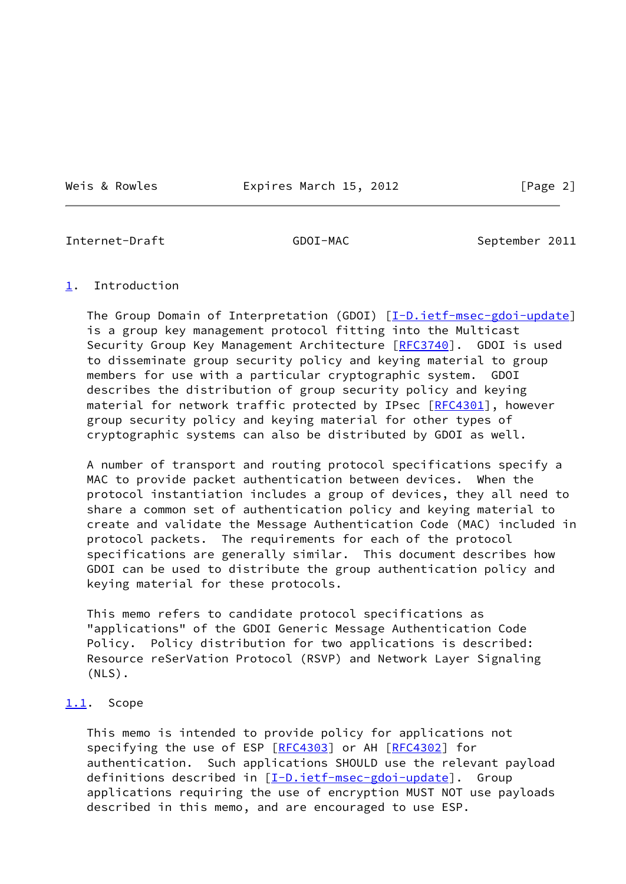## 1. Introduction

The Group Domain of Interpretation (GDOI) [I-D.ietf-msec-gdoi-update] is a group key management protocol fitting into the Multicast Security Group Key Management Architecture [RFC3740]. GDOI is used to disseminate group security policy and keying material to group members for use with a particular cryptographic system. GDOI describes the distribution of group security policy and keying material for network traffic protected by IPsec [RFC4301], however group security policy and keying material for other types of cryptographic systems can also be distributed by GDOI as well.

A number of transport and routing protocol specifications specify a MAC to provide packet authentication between devices. When the protocol instantiation includes a group of devices, they all need to share a common set of authentication policy and keying material to create and validate the Message Authentication Code (MAC) included in protocol packets. The requirements for each of the protocol specifications are generally similar. This document describes how GDOI can be used to distribute the group authentication policy and keying material for these protocols.

This memo refers to candidate protocol specifications as "applications" of the GDOI Generic Message Authentication Code Policy. Policy distribution for two applications is described: Resource reSerVation Protocol (RSVP) and Network Layer Signaling (NLS).

### 1.1. Scope

This memo is intended to provide policy for applications not specifying the use of ESP [RFC4303] or AH [RFC4302] for authentication. Such applications SHOULD use the relevant payload definitions described in [I-D.ietf-msec-gdoi-update]. Group applications requiring the use of encryption MUST NOT use payloads described in this memo, and are encouraged to use ESP.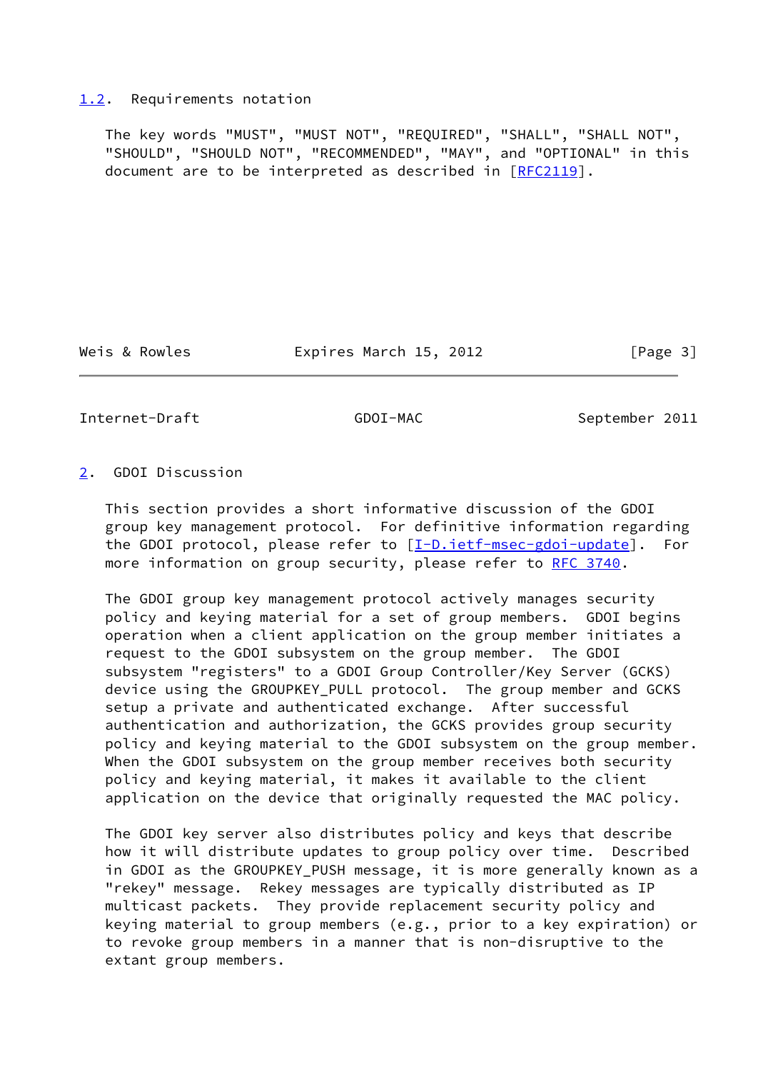## 1.2. Requirements notation

The key words "MUST", "MUST NOT", "REQUIRED", "SHALL", "SHALL NOT", "SHOULD", "SHOULD NOT", "RECOMMENDED", "MAY", and "OPTIONAL" in this document are to be interpreted as described in [RFC2119].

# 2. GDOI Discussion

This section provides a short informative discussion of the GDOI group key management protocol. For definitive information regarding the GDOI protocol, please refer to [I-D.ietf-msec-gdoi-update]. For more information on group security, please refer to RFC 3740.

The GDOI group key management protocol actively manages security policy and keying material for a set of group members. GDOI begins operation when a client application on the group member initiates a request to the GDOI subsystem on the group member. The GDOI subsystem "registers" to a GDOI Group Controller/Key Server (GCKS) device using the GROUPKEY_PULL protocol. The group member and GCKS setup a private and authenticated exchange. After successful authentication and authorization, the GCKS provides group security policy and keying material to the GDOI subsystem on the group member. When the GDOI subsystem on the group member receives both security policy and keying material, it makes it available to the client application on the device that originally requested the MAC policy.

The GDOI key server also distributes policy and keys that describe how it will distribute updates to group policy over time. Described in GDOI as the GROUPKEY_PUSH message, it is more generally known as a "rekey" message. Rekey messages are typically distributed as IP multicast packets. They provide replacement security policy and keying material to group members (e.g., prior to a key expiration) or to revoke group members in a manner that is non-disruptive to the extant group members.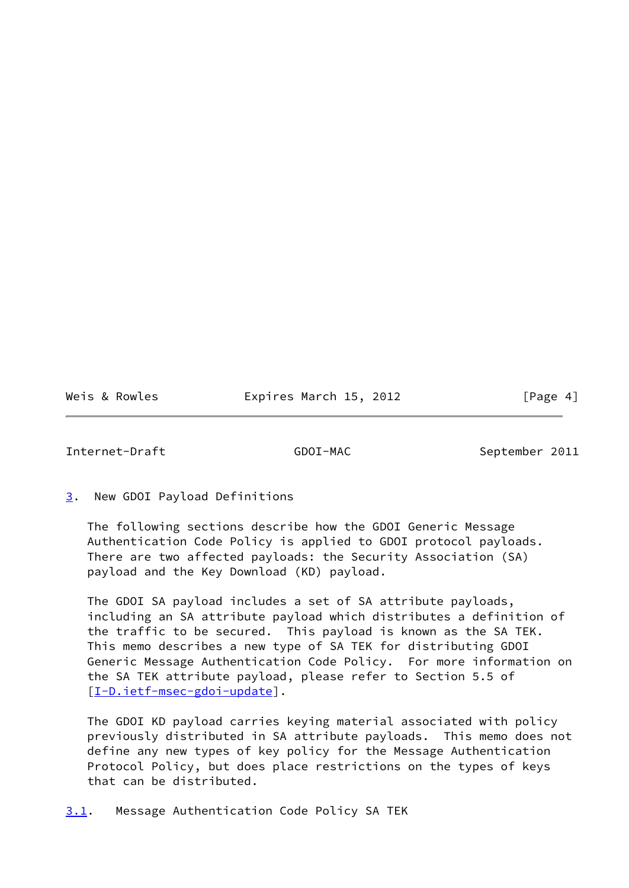## 3. New GDOI Payload Definitions

The following sections describe how the GDOI Generic Message Authentication Code Policy is applied to GDOI protocol payloads. There are two affected payloads: the Security Association (SA) payload and the Key Download (KD) payload.

The GDOI SA payload includes a set of SA attribute payloads, including an SA attribute payload which distributes a definition of the traffic to be secured. This payload is known as the SA TEK. This memo describes a new type of SA TEK for distributing GDOI Generic Message Authentication Code Policy. For more information on the SA TEK attribute payload, please refer to Section 5.5 of [I-D.ietf-msec-gdoi-update].

The GDOI KD payload carries keying material associated with policy previously distributed in SA attribute payloads. This memo does not define any new types of key policy for the Message Authentication Protocol Policy, but does place restrictions on the types of keys that can be distributed.

### 3.1. Message Authentication Code Policy SA TEK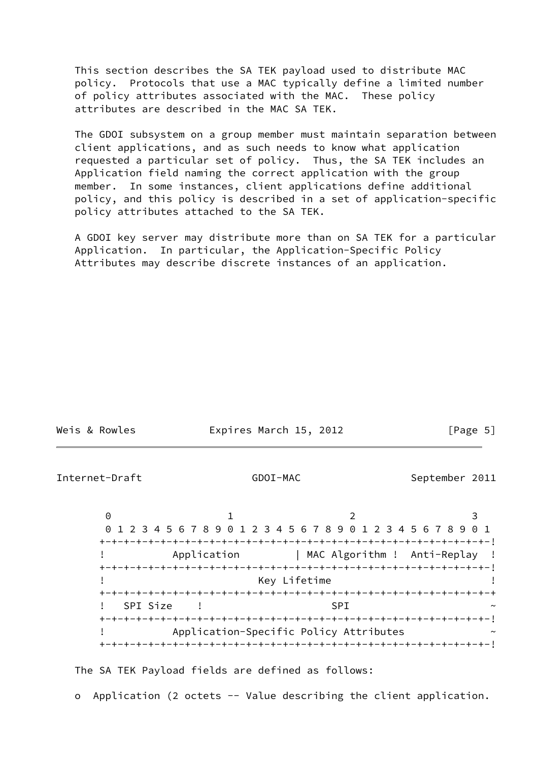This section describes the SA TEK payload used to distribute MAC policy. Protocols that use a MAC typically define a limited number of policy attributes associated with the MAC. These policy attributes are described in the MAC SA TEK.

The GDOI subsystem on a group member must maintain separation between client applications, and as such needs to know what application requested a particular set of policy. Thus, the SA TEK includes an Application field naming the correct application with the group member. In some instances, client applications define additional policy, and this policy is described in a set of application-specific policy attributes attached to the SA TEK.

A GDOI key server may distribute more than on SA TEK for a particular Application. In particular, the Application-Specific Policy Attributes may describe discrete instances of an application.

```
 0                   1                   2                   3
 0 1 2 3 4 5 6 7 8 9 0 1 2 3 4 5 6 7 8 9 0 1 2 3 4 5 6 7 8 9 0 1
+-+-+-+-+-+-+-+-+-+-+-+-+-+-+-+-+-+-+-+-+-+-+-+-+-+-+-+-+-+-+-+-!
!          Application          | MAC Algorithm !  Anti-Replay  !
+-+-+-+-+-+-+-+-+-+-+-+-+-+-+-+-+-+-+-+-+-+-+-+-+-+-+-+-+-+-+-+-!
!                         Key Lifetime                          !
+-+-+-+-+-+-+-+-+-+-+-+-+-+-+-+-+-+-+-+-+-+-+-+-+-+-+-+-+-+-+-+-+
!   SPI Size    !                   SPI                         ~
+-+-+-+-+-+-+-+-+-+-+-+-+-+-+-+-+-+-+-+-+-+-+-+-+-+-+-+-+-+-+-+-!
!          Application-Specific Policy Attributes               ~
+-+-+-+-+-+-+-+-+-+-+-+-+-+-+-+-+-+-+-+-+-+-+-+-+-+-+-+-+-+-+-+-!
```

The SA TEK Payload fields are defined as follows:

o Application (2 octets -- Value describing the client application.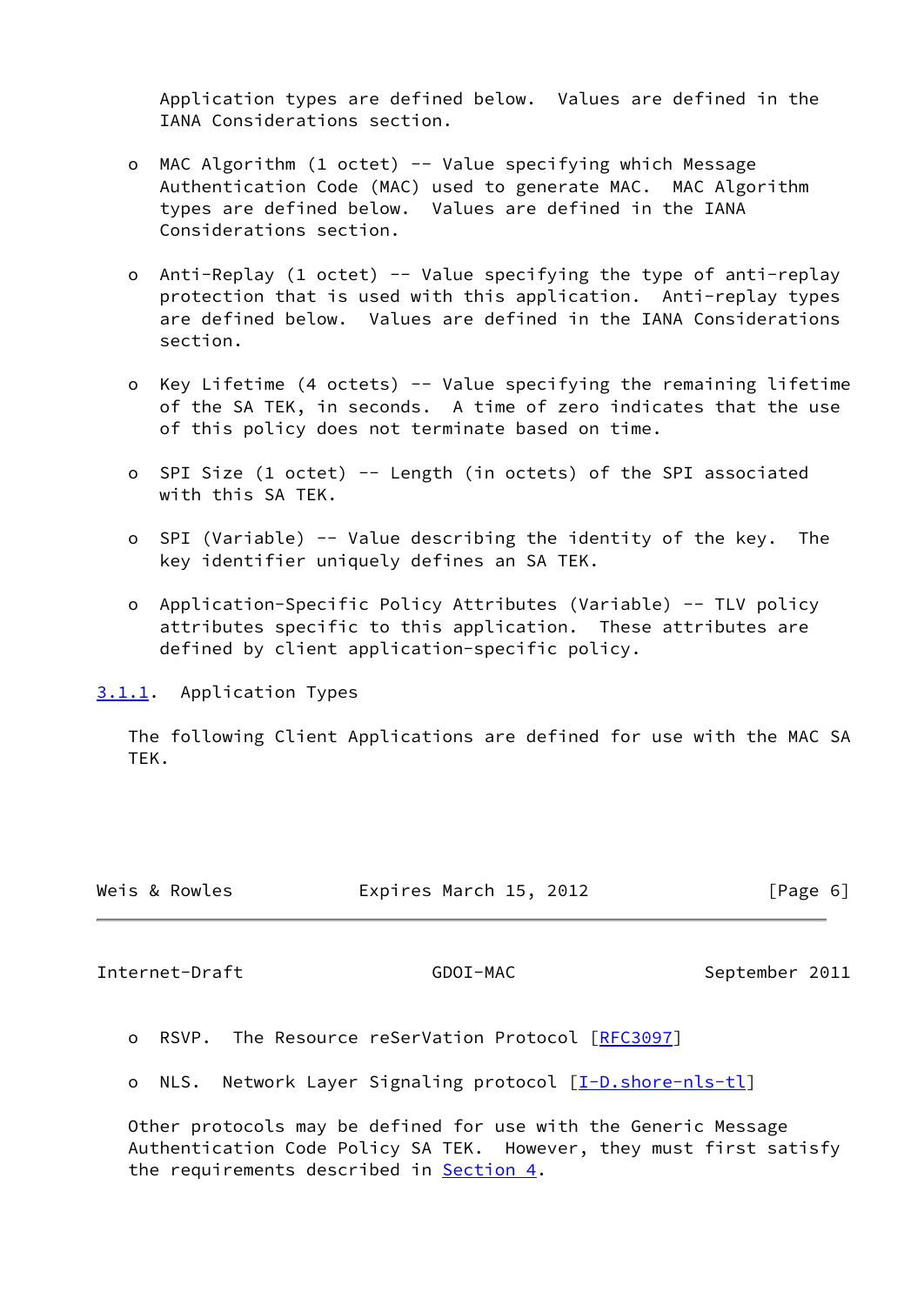Application types are defined below. Values are defined in the IANA Considerations section.

- MAC Algorithm (1 octet) -- Value specifying which Message Authentication Code (MAC) used to generate MAC. MAC Algorithm types are defined below. Values are defined in the IANA Considerations section.

- Anti-Replay (1 octet) -- Value specifying the type of anti-replay protection that is used with this application. Anti-replay types are defined below. Values are defined in the IANA Considerations section.

- Key Lifetime (4 octets) -- Value specifying the remaining lifetime of the SA TEK, in seconds. A time of zero indicates that the use of this policy does not terminate based on time.

- SPI Size (1 octet) -- Length (in octets) of the SPI associated with this SA TEK.

- SPI (Variable) -- Value describing the identity of the key. The key identifier uniquely defines an SA TEK.

- Application-Specific Policy Attributes (Variable) -- TLV policy attributes specific to this application. These attributes are defined by client application-specific policy.

### 3.1.1. Application Types

The following Client Applications are defined for use with the MAC SA TEK.

- RSVP. The Resource reSerVation Protocol [RFC3097]

- NLS. Network Layer Signaling protocol [I-D.shore-nls-tl]

Other protocols may be defined for use with the Generic Message Authentication Code Policy SA TEK. However, they must first satisfy the requirements described in Section 4.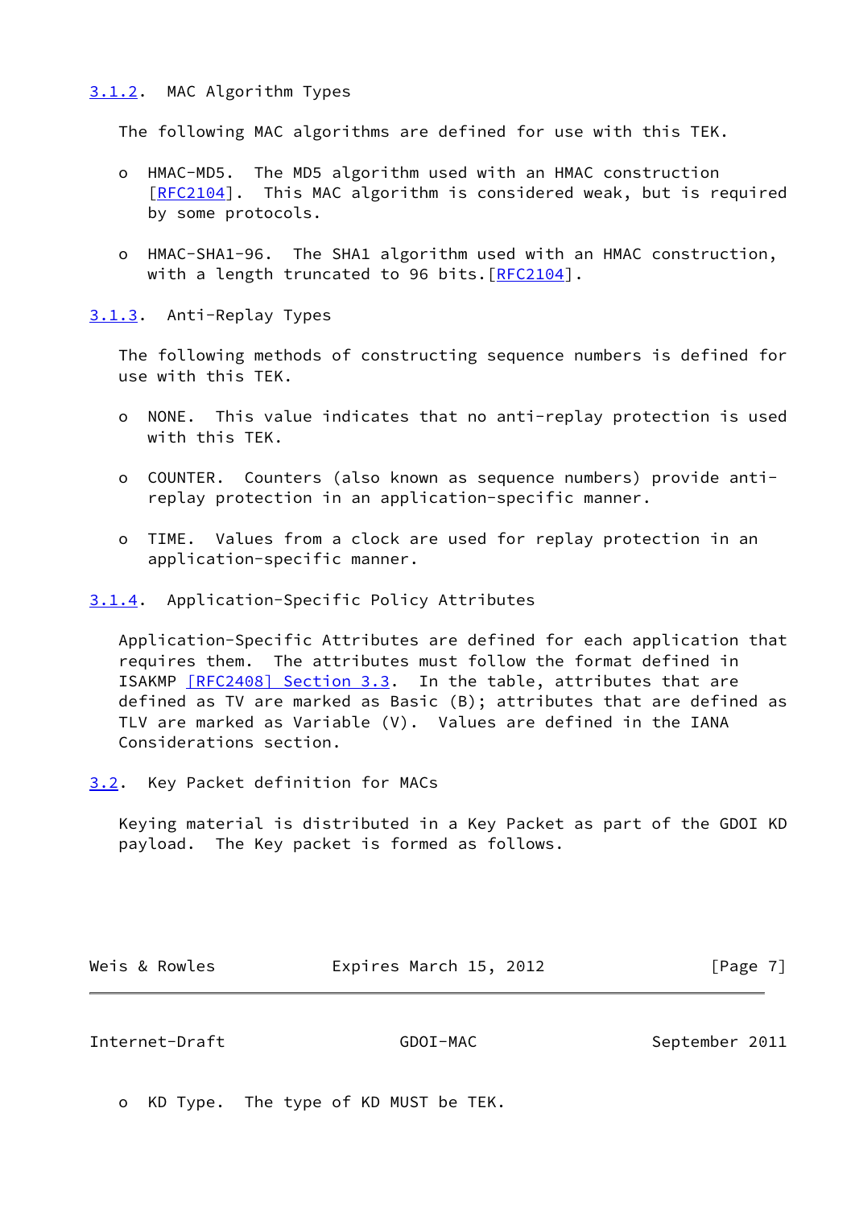### 3.1.2. MAC Algorithm Types

The following MAC algorithms are defined for use with this TEK.

- HMAC-MD5. The MD5 algorithm used with an HMAC construction [RFC2104]. This MAC algorithm is considered weak, but is required by some protocols.

- HMAC-SHA1-96. The SHA1 algorithm used with an HMAC construction, with a length truncated to 96 bits.[RFC2104].

### 3.1.3. Anti-Replay Types

The following methods of constructing sequence numbers is defined for use with this TEK.

- NONE. This value indicates that no anti-replay protection is used with this TEK.

- COUNTER. Counters (also known as sequence numbers) provide anti-replay protection in an application-specific manner.

- TIME. Values from a clock are used for replay protection in an application-specific manner.

### 3.1.4. Application-Specific Policy Attributes

Application-Specific Attributes are defined for each application that requires them. The attributes must follow the format defined in ISAKMP [RFC2408] Section 3.3. In the table, attributes that are defined as TV are marked as Basic (B); attributes that are defined as TLV are marked as Variable (V). Values are defined in the IANA Considerations section.

## 3.2. Key Packet definition for MACs

Keying material is distributed in a Key Packet as part of the GDOI KD payload. The Key packet is formed as follows.

- KD Type. The type of KD MUST be TEK.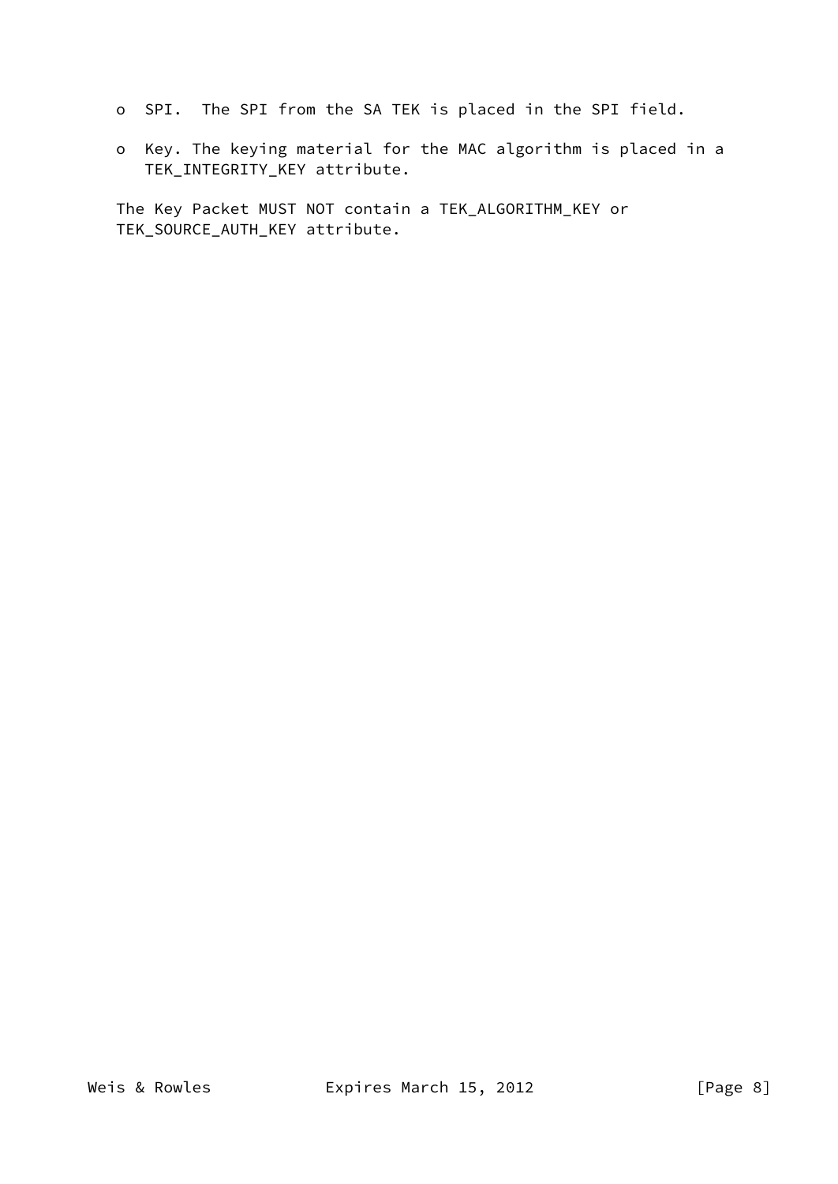- SPI.  The SPI from the SA TEK is placed in the SPI field.

- Key. The keying material for the MAC algorithm is placed in a TEK_INTEGRITY_KEY attribute.

The Key Packet MUST NOT contain a TEK_ALGORITHM_KEY or TEK_SOURCE_AUTH_KEY attribute.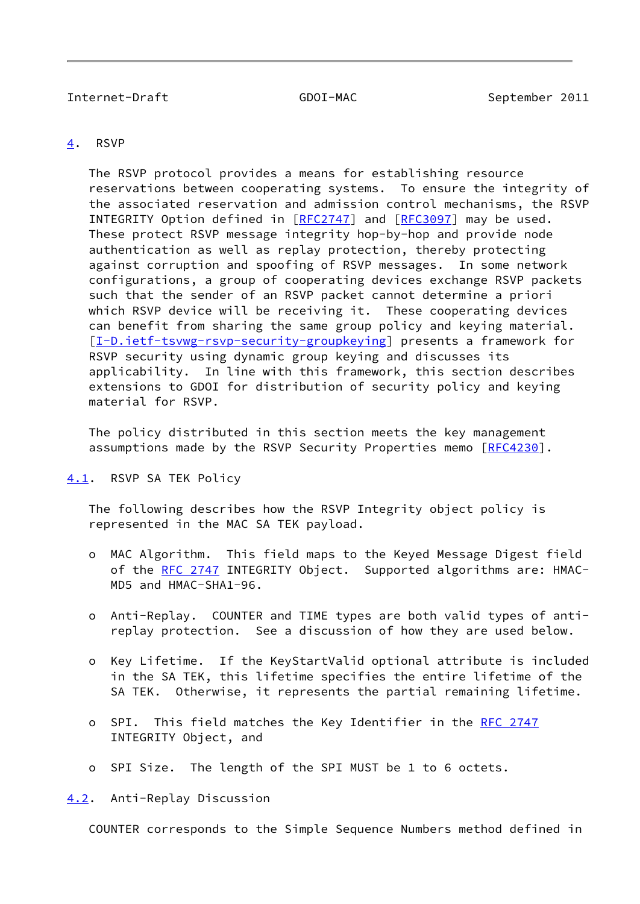## 4. RSVP

The RSVP protocol provides a means for establishing resource reservations between cooperating systems. To ensure the integrity of the associated reservation and admission control mechanisms, the RSVP INTEGRITY Option defined in [RFC2747] and [RFC3097] may be used. These protect RSVP message integrity hop-by-hop and provide node authentication as well as replay protection, thereby protecting against corruption and spoofing of RSVP messages. In some network configurations, a group of cooperating devices exchange RSVP packets such that the sender of an RSVP packet cannot determine a priori which RSVP device will be receiving it. These cooperating devices can benefit from sharing the same group policy and keying material. [I-D.ietf-tsvwg-rsvp-security-groupkeying] presents a framework for RSVP security using dynamic group keying and discusses its applicability. In line with this framework, this section describes extensions to GDOI for distribution of security policy and keying material for RSVP.

The policy distributed in this section meets the key management assumptions made by the RSVP Security Properties memo [RFC4230].

### 4.1. RSVP SA TEK Policy

The following describes how the RSVP Integrity object policy is represented in the MAC SA TEK payload.

- MAC Algorithm. This field maps to the Keyed Message Digest field of the RFC 2747 INTEGRITY Object. Supported algorithms are: HMAC-MD5 and HMAC-SHA1-96.

- Anti-Replay. COUNTER and TIME types are both valid types of anti-replay protection. See a discussion of how they are used below.

- Key Lifetime. If the KeyStartValid optional attribute is included in the SA TEK, this lifetime specifies the entire lifetime of the SA TEK. Otherwise, it represents the partial remaining lifetime.

- SPI. This field matches the Key Identifier in the RFC 2747 INTEGRITY Object, and

- SPI Size. The length of the SPI MUST be 1 to 6 octets.

### 4.2. Anti-Replay Discussion

COUNTER corresponds to the Simple Sequence Numbers method defined in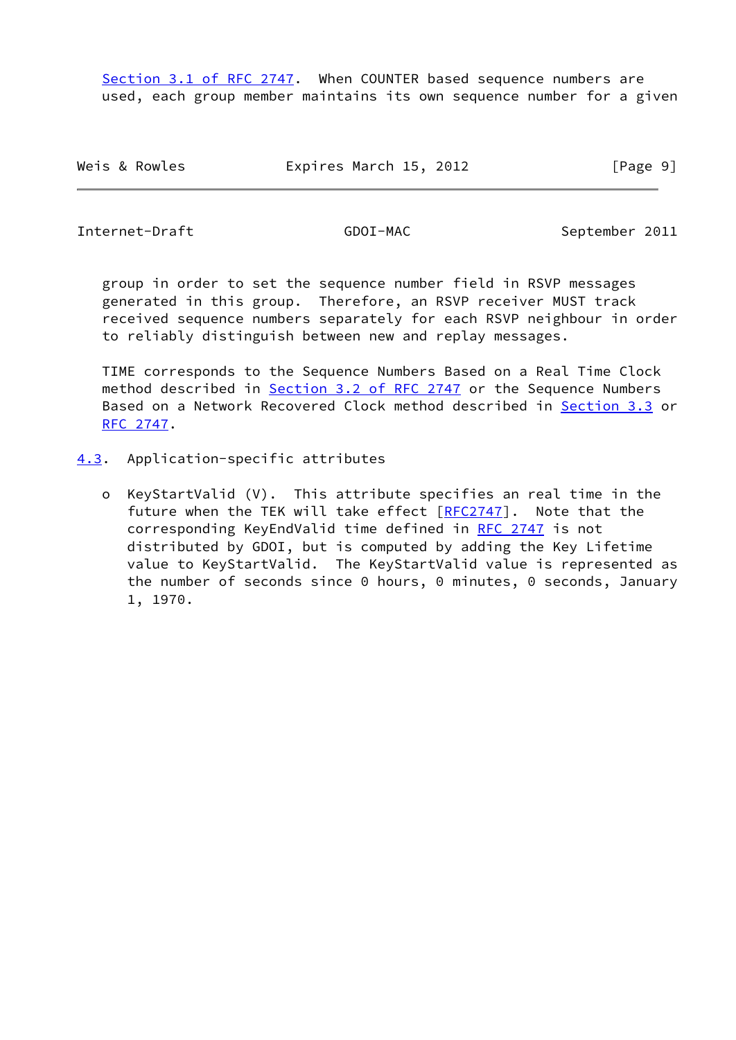Section 3.1 of RFC 2747. When COUNTER based sequence numbers are used, each group member maintains its own sequence number for a given group in order to set the sequence number field in RSVP messages generated in this group. Therefore, an RSVP receiver MUST track received sequence numbers separately for each RSVP neighbour in order to reliably distinguish between new and replay messages.

TIME corresponds to the Sequence Numbers Based on a Real Time Clock method described in Section 3.2 of RFC 2747 or the Sequence Numbers Based on a Network Recovered Clock method described in Section 3.3 or RFC 2747.

### 4.3. Application-specific attributes

- KeyStartValid (V). This attribute specifies an real time in the future when the TEK will take effect [RFC2747]. Note that the corresponding KeyEndValid time defined in RFC 2747 is not distributed by GDOI, but is computed by adding the Key Lifetime value to KeyStartValid. The KeyStartValid value is represented as the number of seconds since 0 hours, 0 minutes, 0 seconds, January 1, 1970.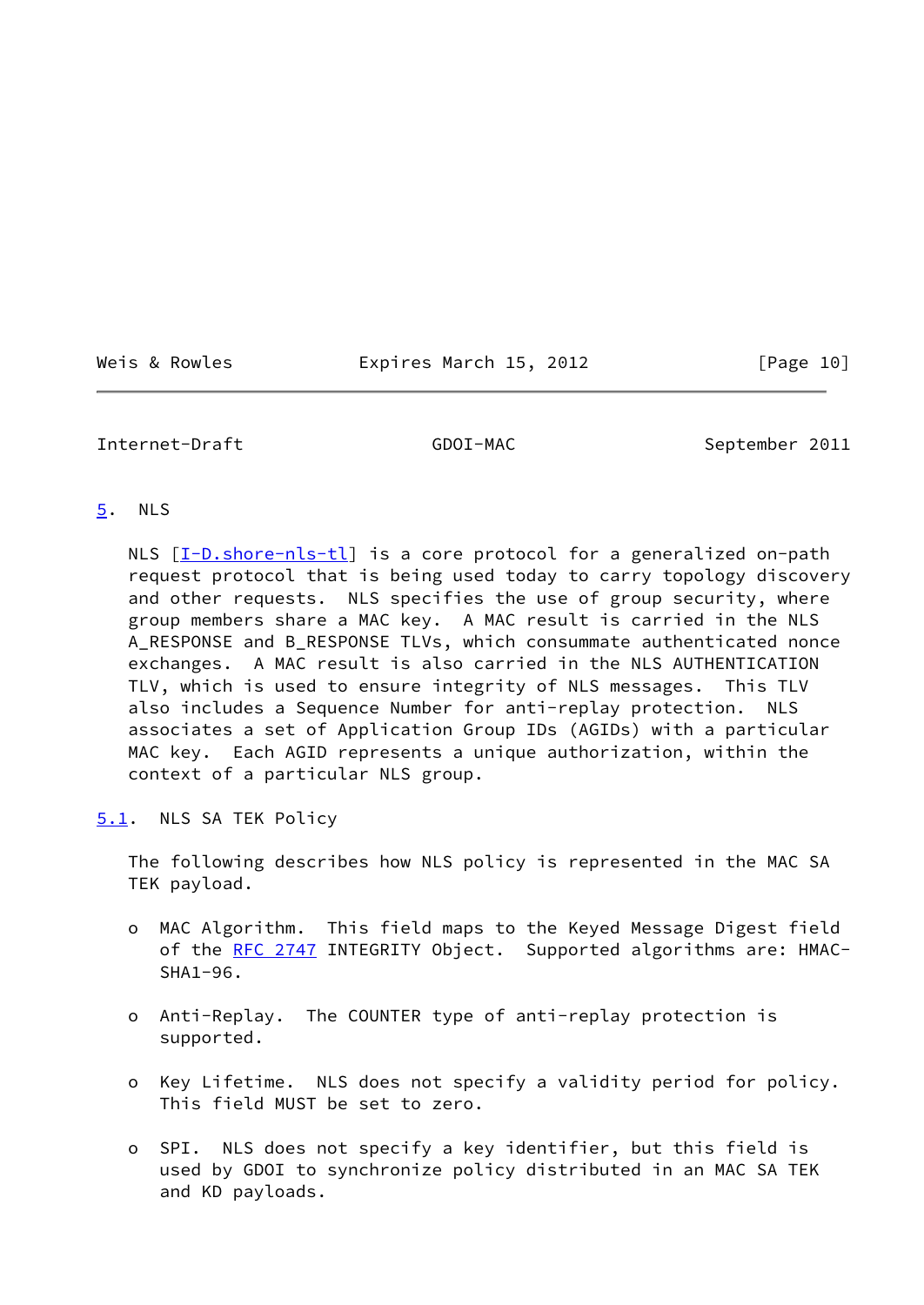## 5. NLS

NLS [I-D.shore-nls-tl] is a core protocol for a generalized on-path request protocol that is being used today to carry topology discovery and other requests. NLS specifies the use of group security, where group members share a MAC key. A MAC result is carried in the NLS A_RESPONSE and B_RESPONSE TLVs, which consummate authenticated nonce exchanges. A MAC result is also carried in the NLS AUTHENTICATION TLV, which is used to ensure integrity of NLS messages. This TLV also includes a Sequence Number for anti-replay protection. NLS associates a set of Application Group IDs (AGIDs) with a particular MAC key. Each AGID represents a unique authorization, within the context of a particular NLS group.

### 5.1. NLS SA TEK Policy

The following describes how NLS policy is represented in the MAC SA TEK payload.

- MAC Algorithm. This field maps to the Keyed Message Digest field of the RFC 2747 INTEGRITY Object. Supported algorithms are: HMAC-SHA1-96.

- Anti-Replay. The COUNTER type of anti-replay protection is supported.

- Key Lifetime. NLS does not specify a validity period for policy. This field MUST be set to zero.

- SPI. NLS does not specify a key identifier, but this field is used by GDOI to synchronize policy distributed in an MAC SA TEK and KD payloads.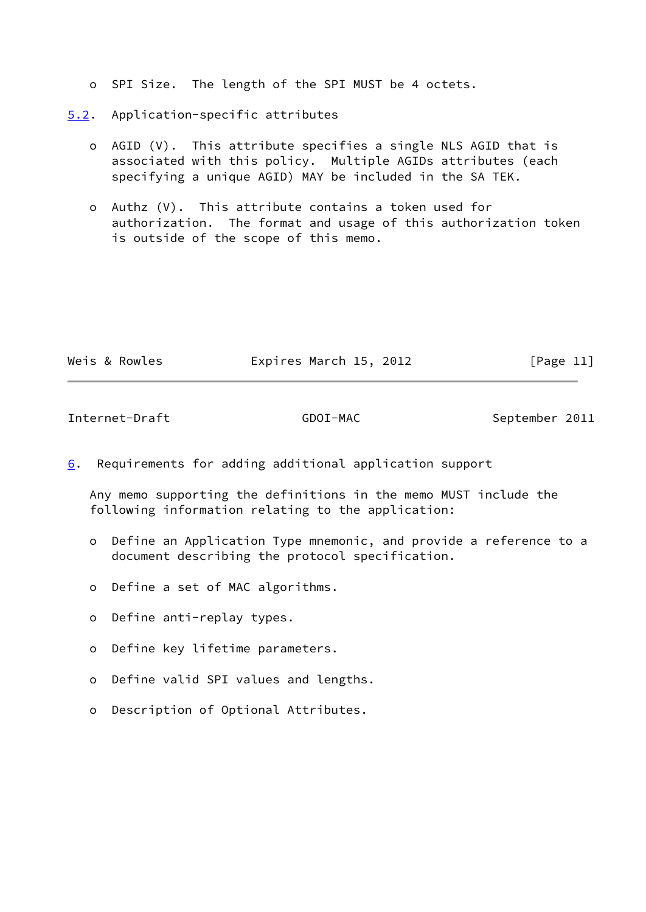- SPI Size. The length of the SPI MUST be 4 octets.

### 5.2. Application-specific attributes

- AGID (V). This attribute specifies a single NLS AGID that is associated with this policy. Multiple AGIDs attributes (each specifying a unique AGID) MAY be included in the SA TEK.

- Authz (V). This attribute contains a token used for authorization. The format and usage of this authorization token is outside of the scope of this memo.

## 6. Requirements for adding additional application support

Any memo supporting the definitions in the memo MUST include the following information relating to the application:

- Define an Application Type mnemonic, and provide a reference to a document describing the protocol specification.

- Define a set of MAC algorithms.

- Define anti-replay types.

- Define key lifetime parameters.

- Define valid SPI values and lengths.

- Description of Optional Attributes.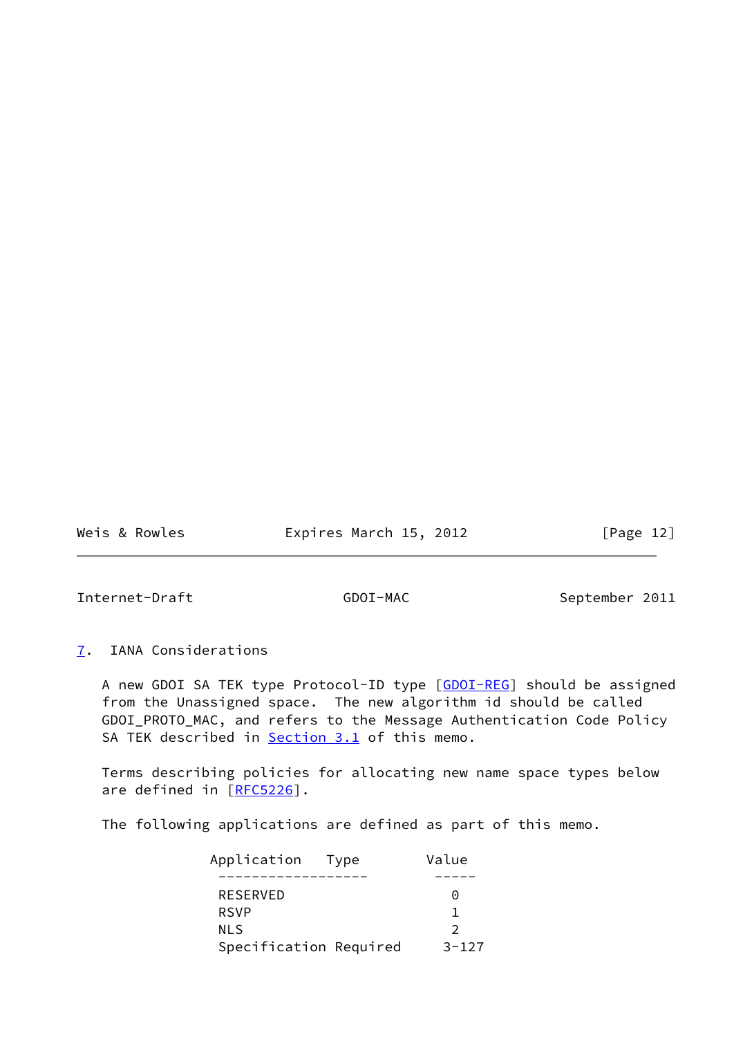## 7. IANA Considerations

A new GDOI SA TEK type Protocol-ID type [GDOI-REG] should be assigned from the Unassigned space. The new algorithm id should be called GDOI_PROTO_MAC, and refers to the Message Authentication Code Policy SA TEK described in Section 3.1 of this memo.

Terms describing policies for allocating new name space types below are defined in [RFC5226].

The following applications are defined as part of this memo.

| Application Type | Value |
|---|---|
| RESERVED | 0 |
| RSVP | 1 |
| NLS | 2 |
| Specification Required | 3-127 |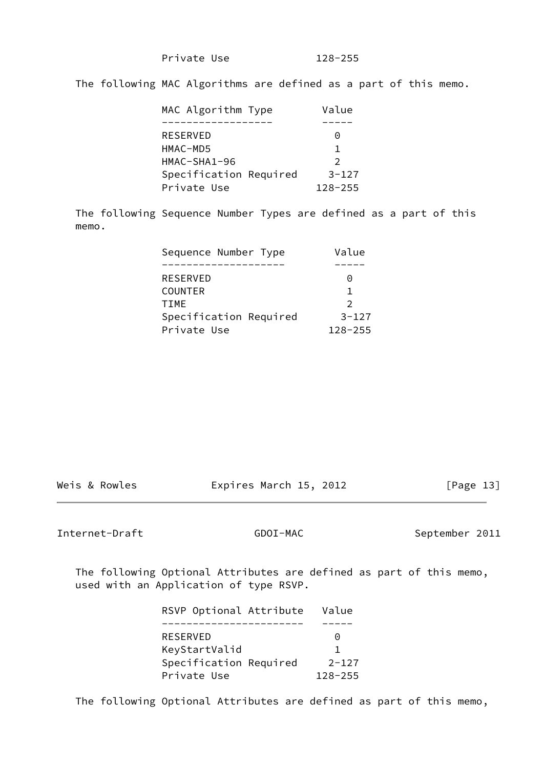| | |
|---|---|
| Private Use | 128-255 |

The following MAC Algorithms are defined as a part of this memo.

| MAC Algorithm Type | Value |
|---|---|
| RESERVED | 0 |
| HMAC-MD5 | 1 |
| HMAC-SHA1-96 | 2 |
| Specification Required | 3-127 |
| Private Use | 128-255 |

The following Sequence Number Types are defined as a part of this memo.

| Sequence Number Type | Value |
|---|---|
| RESERVED | 0 |
| COUNTER | 1 |
| TIME | 2 |
| Specification Required | 3-127 |
| Private Use | 128-255 |

The following Optional Attributes are defined as part of this memo, used with an Application of type RSVP.

| RSVP Optional Attribute | Value |
|---|---|
| RESERVED | 0 |
| KeyStartValid | 1 |
| Specification Required | 2-127 |
| Private Use | 128-255 |

The following Optional Attributes are defined as part of this memo,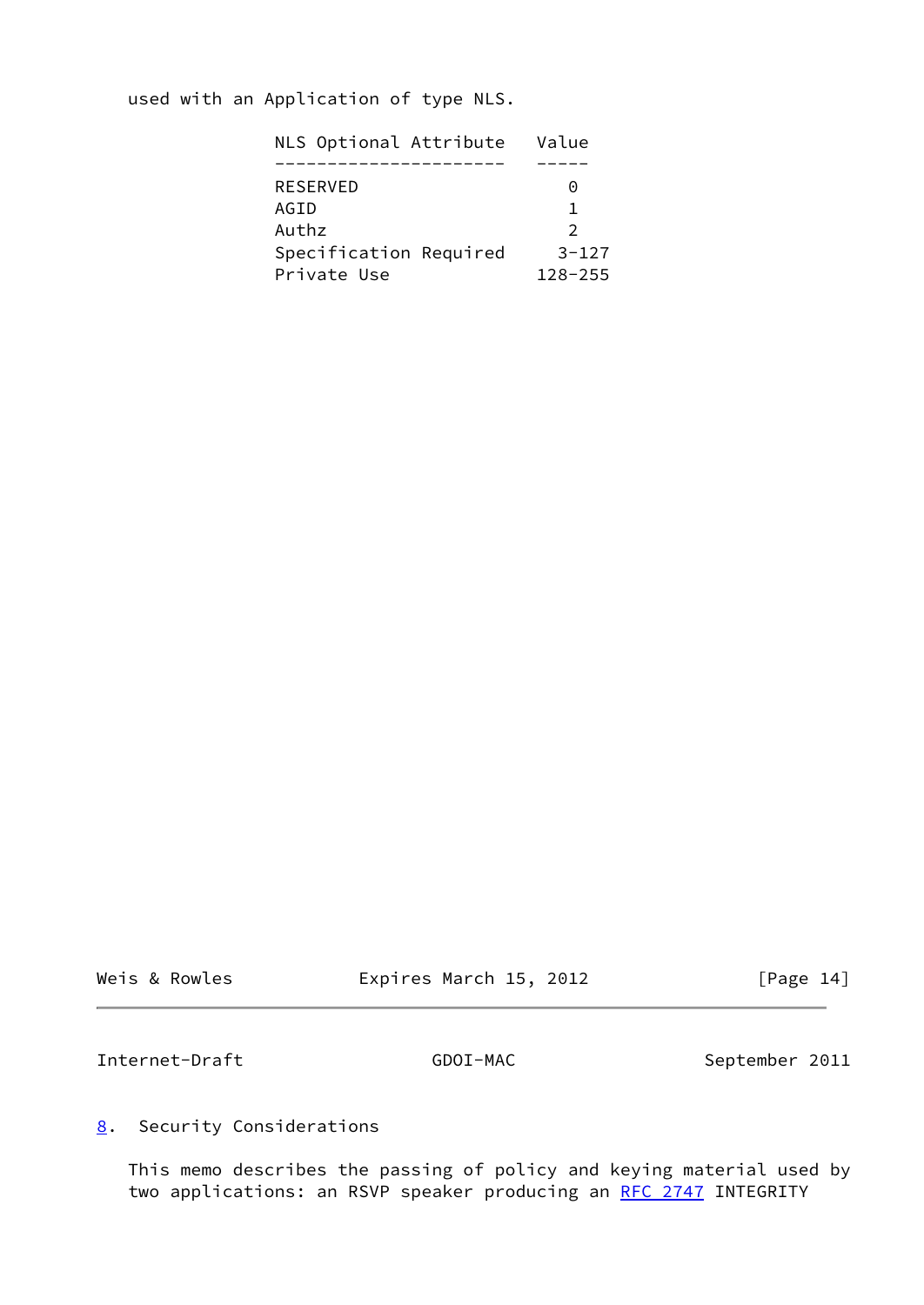used with an Application of type NLS.

| NLS Optional Attribute | Value |
| --- | --- |
| RESERVED | 0 |
| AGID | 1 |
| Authz | 2 |
| Specification Required | 3-127 |
| Private Use | 128-255 |

## 8. Security Considerations

This memo describes the passing of policy and keying material used by two applications: an RSVP speaker producing an RFC 2747 INTEGRITY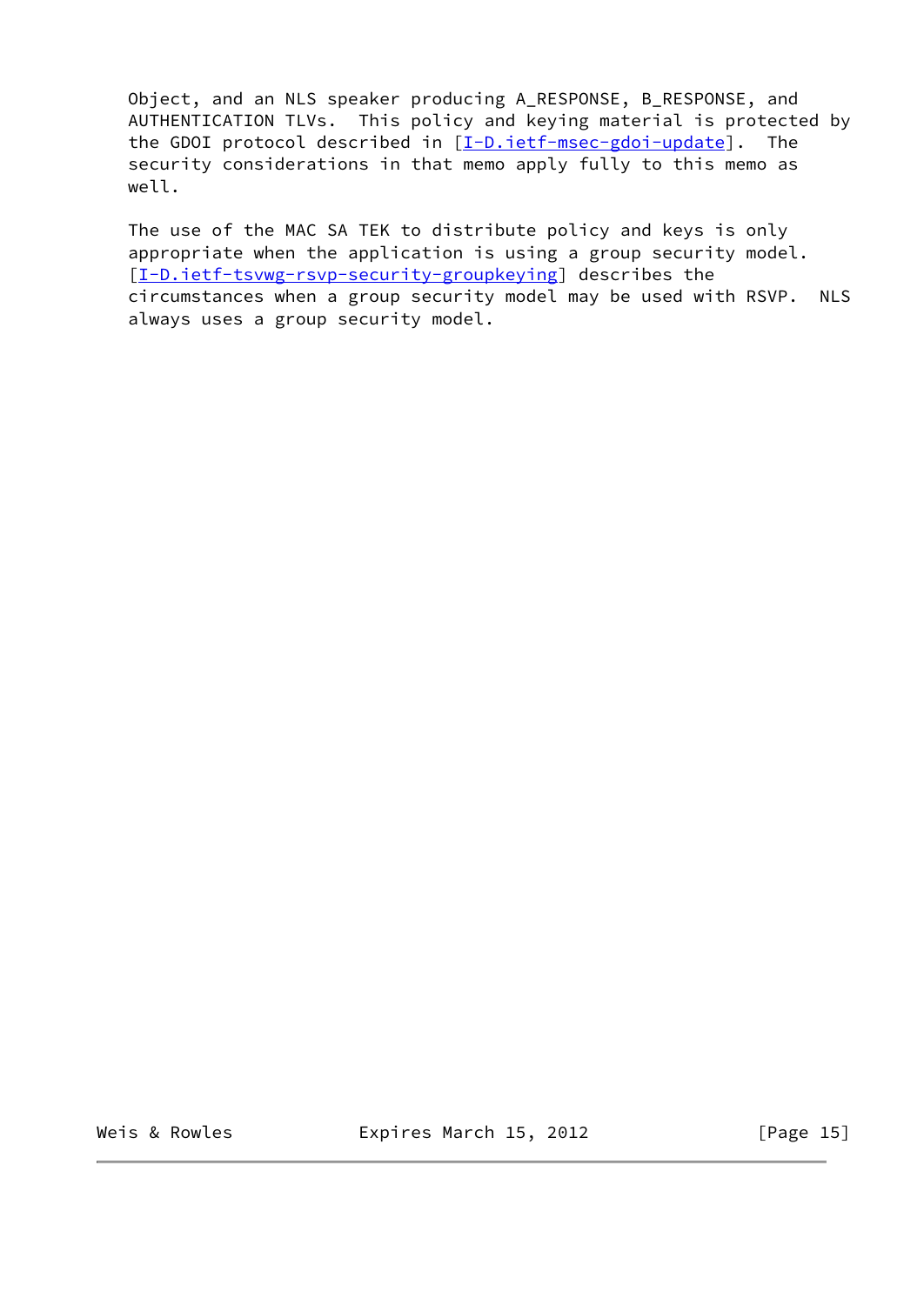Object, and an NLS speaker producing A_RESPONSE, B_RESPONSE, and AUTHENTICATION TLVs. This policy and keying material is protected by the GDOI protocol described in [I-D.ietf-msec-gdoi-update]. The security considerations in that memo apply fully to this memo as well.

The use of the MAC SA TEK to distribute policy and keys is only appropriate when the application is using a group security model. [I-D.ietf-tsvwg-rsvp-security-groupkeying] describes the circumstances when a group security model may be used with RSVP. NLS always uses a group security model.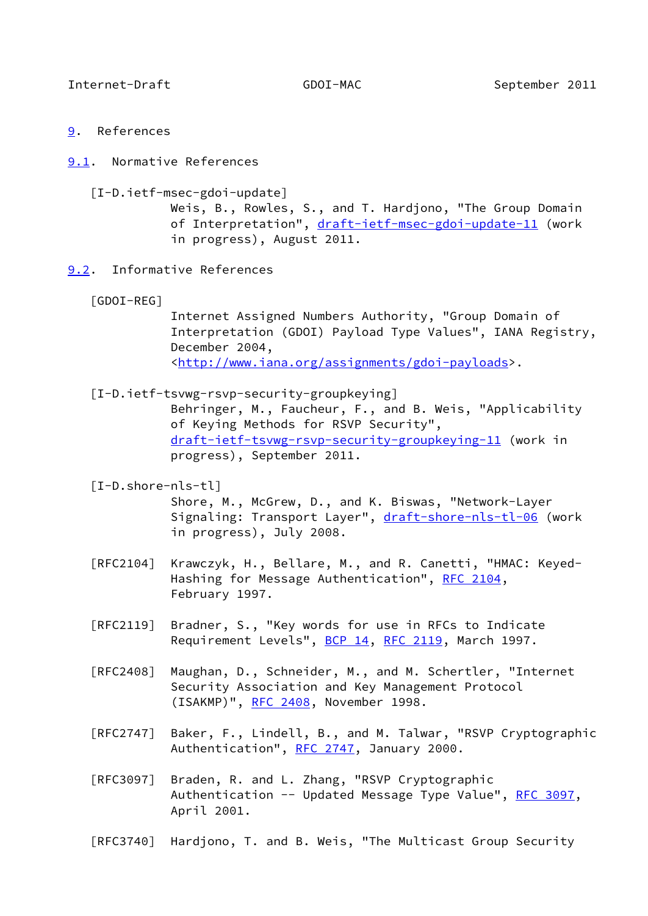## 9. References

### 9.1. Normative References

[I-D.ietf-msec-gdoi-update]
Weis, B., Rowles, S., and T. Hardjono, "The Group Domain of Interpretation", draft-ietf-msec-gdoi-update-11 (work in progress), August 2011.

### 9.2. Informative References

[GDOI-REG]
Internet Assigned Numbers Authority, "Group Domain of Interpretation (GDOI) Payload Type Values", IANA Registry, December 2004, <http://www.iana.org/assignments/gdoi-payloads>.

[I-D.ietf-tsvwg-rsvp-security-groupkeying]
Behringer, M., Faucheur, F., and B. Weis, "Applicability of Keying Methods for RSVP Security", draft-ietf-tsvwg-rsvp-security-groupkeying-11 (work in progress), September 2011.

[I-D.shore-nls-tl]
Shore, M., McGrew, D., and K. Biswas, "Network-Layer Signaling: Transport Layer", draft-shore-nls-tl-06 (work in progress), July 2008.

[RFC2104] Krawczyk, H., Bellare, M., and R. Canetti, "HMAC: Keyed-Hashing for Message Authentication", RFC 2104, February 1997.

[RFC2119] Bradner, S., "Key words for use in RFCs to Indicate Requirement Levels", BCP 14, RFC 2119, March 1997.

[RFC2408] Maughan, D., Schneider, M., and M. Schertler, "Internet Security Association and Key Management Protocol (ISAKMP)", RFC 2408, November 1998.

[RFC2747] Baker, F., Lindell, B., and M. Talwar, "RSVP Cryptographic Authentication", RFC 2747, January 2000.

[RFC3097] Braden, R. and L. Zhang, "RSVP Cryptographic Authentication -- Updated Message Type Value", RFC 3097, April 2001.

[RFC3740] Hardjono, T. and B. Weis, "The Multicast Group Security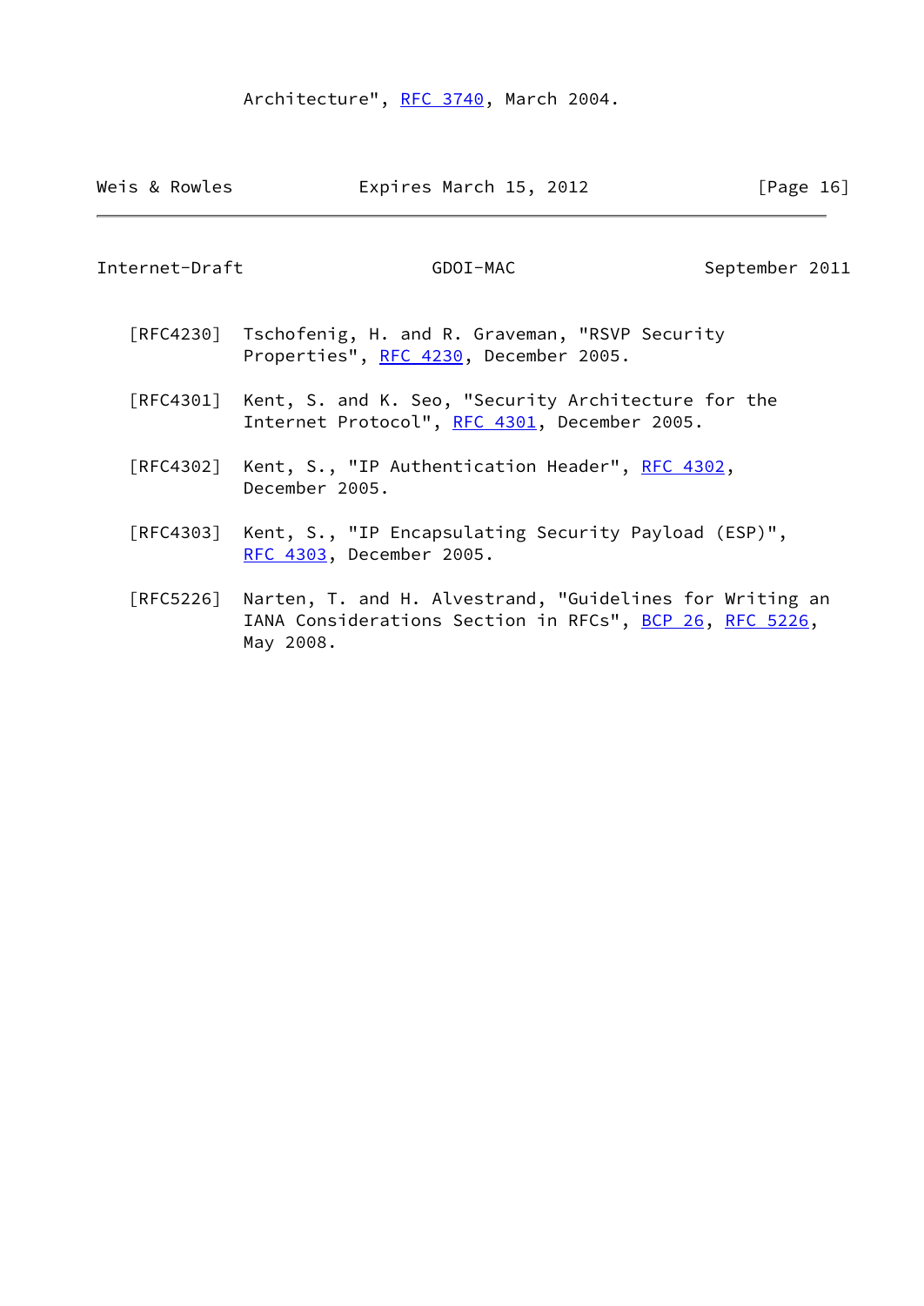Architecture", RFC 3740, March 2004.

[RFC4230] Tschofenig, H. and R. Graveman, "RSVP Security Properties", RFC 4230, December 2005.

[RFC4301] Kent, S. and K. Seo, "Security Architecture for the Internet Protocol", RFC 4301, December 2005.

[RFC4302] Kent, S., "IP Authentication Header", RFC 4302, December 2005.

[RFC4303] Kent, S., "IP Encapsulating Security Payload (ESP)", RFC 4303, December 2005.

[RFC5226] Narten, T. and H. Alvestrand, "Guidelines for Writing an IANA Considerations Section in RFCs", BCP 26, RFC 5226, May 2008.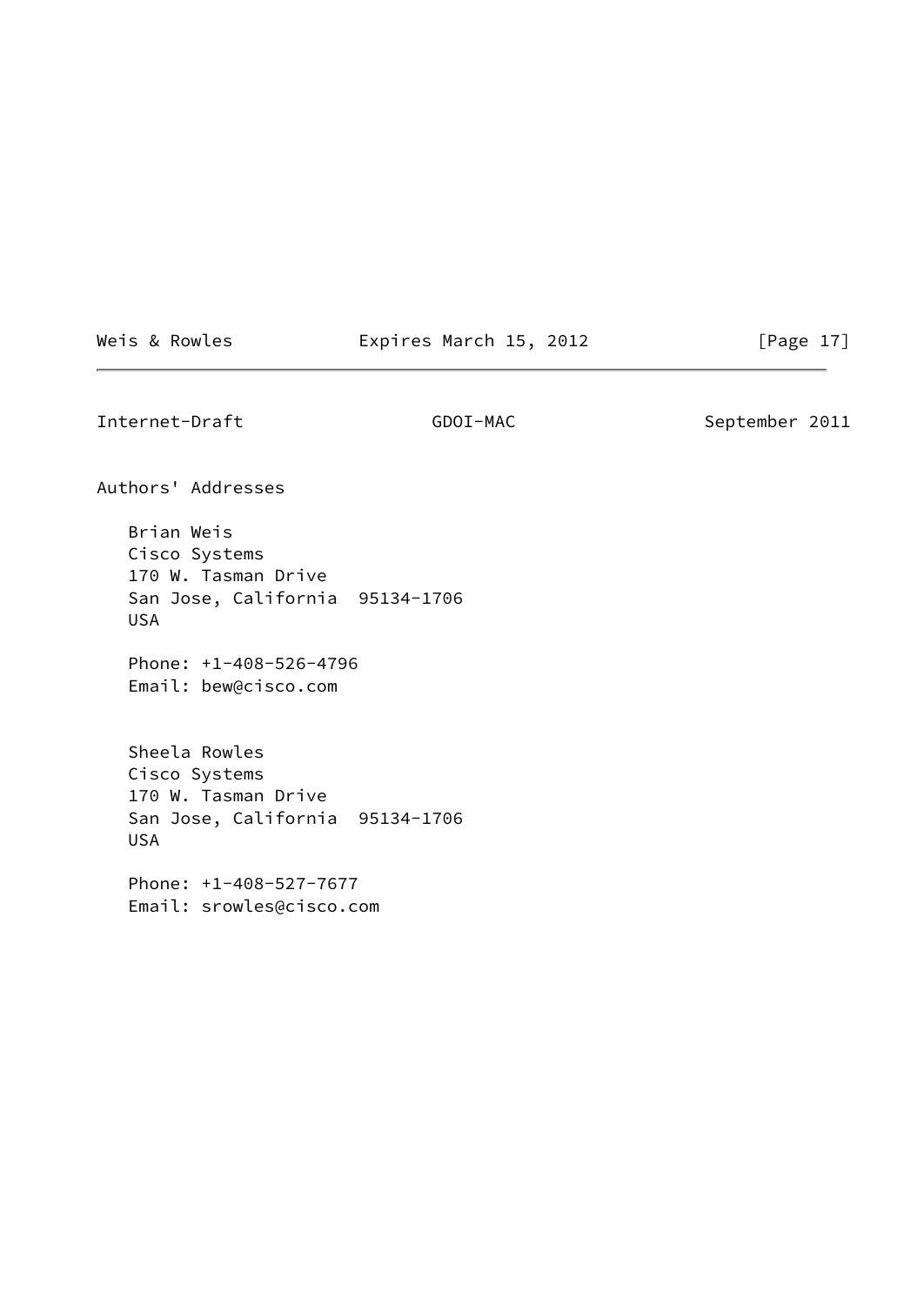## Authors' Addresses

Brian Weis
Cisco Systems
170 W. Tasman Drive
San Jose, California  95134-1706
USA

Phone: +1-408-526-4796
Email: bew@cisco.com

Sheela Rowles
Cisco Systems
170 W. Tasman Drive
San Jose, California  95134-1706
USA

Phone: +1-408-527-7677
Email: srowles@cisco.com